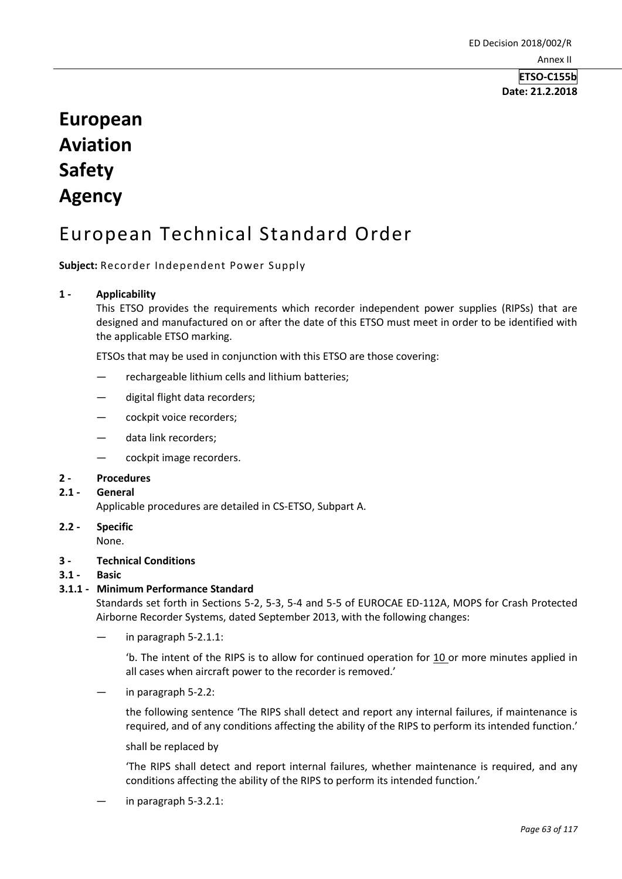**ETSO-C155b**
**Date: 21.2.2018**

# European Aviation Safety Agency

# European Technical Standard Order

**Subject:** Recorder Independent Power Supply

## 1 - Applicability

This ETSO provides the requirements which recorder independent power supplies (RIPSs) that are designed and manufactured on or after the date of this ETSO must meet in order to be identified with the applicable ETSO marking.

ETSOs that may be used in conjunction with this ETSO are those covering:

- rechargeable lithium cells and lithium batteries;
- digital flight data recorders;
- cockpit voice recorders;
- data link recorders;
- cockpit image recorders.

## 2 - Procedures

### 2.1 - General

Applicable procedures are detailed in CS-ETSO, Subpart A.

### 2.2 - Specific

None.

## 3 - Technical Conditions

### 3.1 - Basic

#### 3.1.1 - Minimum Performance Standard

Standards set forth in Sections 5-2, 5-3, 5-4 and 5-5 of EUROCAE ED-112A, MOPS for Crash Protected Airborne Recorder Systems, dated September 2013, with the following changes:

- in paragraph 5-2.1.1:

  'b. The intent of the RIPS is to allow for continued operation for 10 or more minutes applied in all cases when aircraft power to the recorder is removed.'

- in paragraph 5-2.2:

  the following sentence 'The RIPS shall detect and report any internal failures, if maintenance is required, and of any conditions affecting the ability of the RIPS to perform its intended function.'

  shall be replaced by

  'The RIPS shall detect and report internal failures, whether maintenance is required, and any conditions affecting the ability of the RIPS to perform its intended function.'

- in paragraph 5-3.2.1: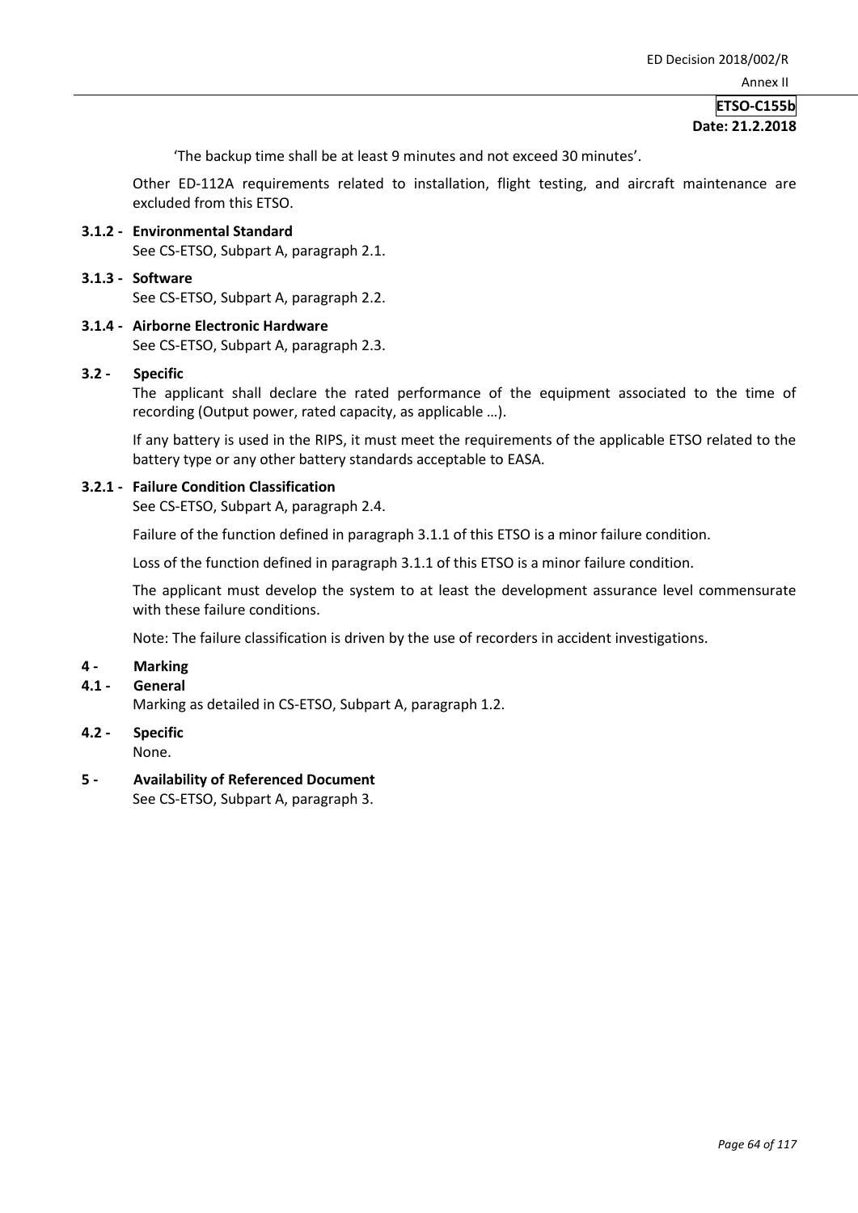'The backup time shall be at least 9 minutes and not exceed 30 minutes'.

Other ED-112A requirements related to installation, flight testing, and aircraft maintenance are excluded from this ETSO.

**3.1.2 - Environmental Standard**

See CS-ETSO, Subpart A, paragraph 2.1.

**3.1.3 - Software**

See CS-ETSO, Subpart A, paragraph 2.2.

**3.1.4 - Airborne Electronic Hardware**

See CS-ETSO, Subpart A, paragraph 2.3.

**3.2 - Specific**

The applicant shall declare the rated performance of the equipment associated to the time of recording (Output power, rated capacity, as applicable …).

If any battery is used in the RIPS, it must meet the requirements of the applicable ETSO related to the battery type or any other battery standards acceptable to EASA.

**3.2.1 - Failure Condition Classification**

See CS-ETSO, Subpart A, paragraph 2.4.

Failure of the function defined in paragraph 3.1.1 of this ETSO is a minor failure condition.

Loss of the function defined in paragraph 3.1.1 of this ETSO is a minor failure condition.

The applicant must develop the system to at least the development assurance level commensurate with these failure conditions.

Note: The failure classification is driven by the use of recorders in accident investigations.

**4 - Marking**

**4.1 - General**

Marking as detailed in CS-ETSO, Subpart A, paragraph 1.2.

**4.2 - Specific**

None.

**5 - Availability of Referenced Document**

See CS-ETSO, Subpart A, paragraph 3.